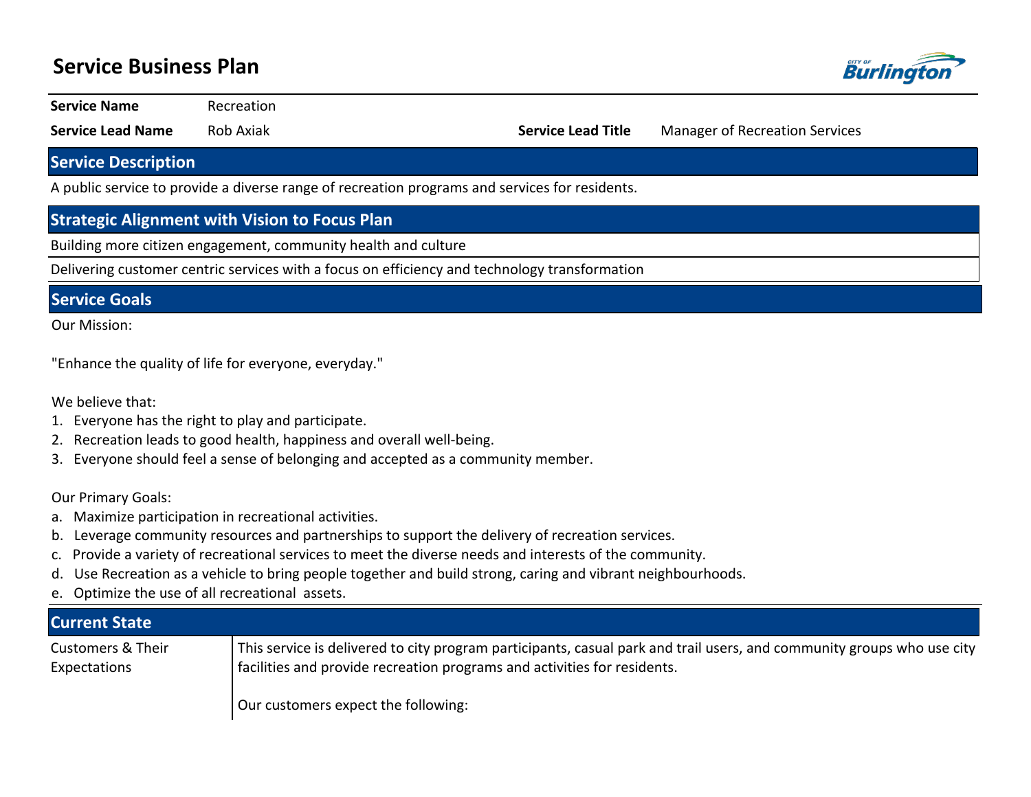# Service Business Plan

| | | | |
|---|---|---|---|
| **Service Name** | Recreation | | |
| **Service Lead Name** | Rob Axiak | **Service Lead Title** | Manager of Recreation Services |

## Service Description

A public service to provide a diverse range of recreation programs and services for residents.

## Strategic Alignment with Vision to Focus Plan

Building more citizen engagement, community health and culture

Delivering customer centric services with a focus on efficiency and technology transformation

## Service Goals

Our Mission:

"Enhance the quality of life for everyone, everyday."

We believe that:

1. Everyone has the right to play and participate.
2. Recreation leads to good health, happiness and overall well-being.
3. Everyone should feel a sense of belonging and accepted as a community member.

Our Primary Goals:

a. Maximize participation in recreational activities.
b. Leverage community resources and partnerships to support the delivery of recreation services.
c. Provide a variety of recreational services to meet the diverse needs and interests of the community.
d. Use Recreation as a vehicle to bring people together and build strong, caring and vibrant neighbourhoods.
e. Optimize the use of all recreational assets.

## Current State

| | |
|---|---|
| Customers & Their Expectations | This service is delivered to city program participants, casual park and trail users, and community groups who use city facilities and provide recreation programs and activities for residents.<br><br>Our customers expect the following: |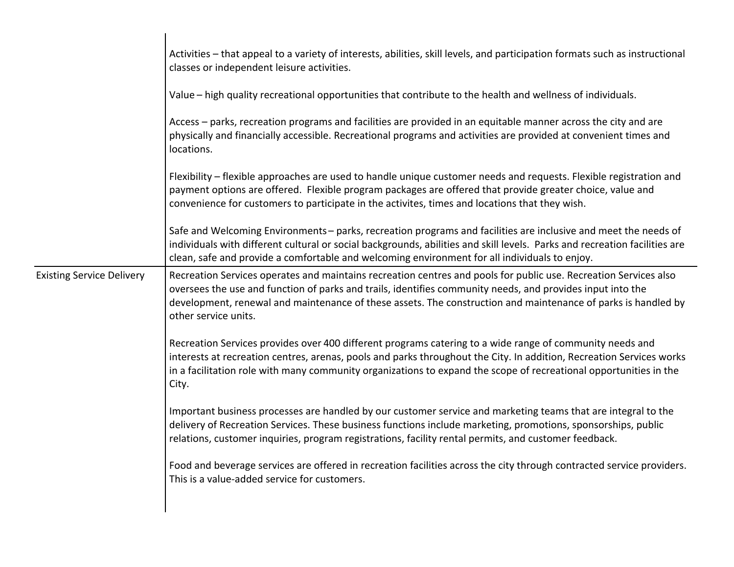| | |
|---|---|
| | Activities – that appeal to a variety of interests, abilities, skill levels, and participation formats such as instructional classes or independent leisure activities.<br><br>Value – high quality recreational opportunities that contribute to the health and wellness of individuals.<br><br>Access – parks, recreation programs and facilities are provided in an equitable manner across the city and are physically and financially accessible. Recreational programs and activities are provided at convenient times and locations.<br><br>Flexibility – flexible approaches are used to handle unique customer needs and requests. Flexible registration and payment options are offered. Flexible program packages are offered that provide greater choice, value and convenience for customers to participate in the activites, times and locations that they wish.<br><br>Safe and Welcoming Environments – parks, recreation programs and facilities are inclusive and meet the needs of individuals with different cultural or social backgrounds, abilities and skill levels. Parks and recreation facilities are clean, safe and provide a comfortable and welcoming environment for all individuals to enjoy. |
| Existing Service Delivery | Recreation Services operates and maintains recreation centres and pools for public use. Recreation Services also oversees the use and function of parks and trails, identifies community needs, and provides input into the development, renewal and maintenance of these assets. The construction and maintenance of parks is handled by other service units.<br><br>Recreation Services provides over 400 different programs catering to a wide range of community needs and interests at recreation centres, arenas, pools and parks throughout the City. In addition, Recreation Services works in a facilitation role with many community organizations to expand the scope of recreational opportunities in the City.<br><br>Important business processes are handled by our customer service and marketing teams that are integral to the delivery of Recreation Services. These business functions include marketing, promotions, sponsorships, public relations, customer inquiries, program registrations, facility rental permits, and customer feedback.<br><br>Food and beverage services are offered in recreation facilities across the city through contracted service providers. This is a value-added service for customers. |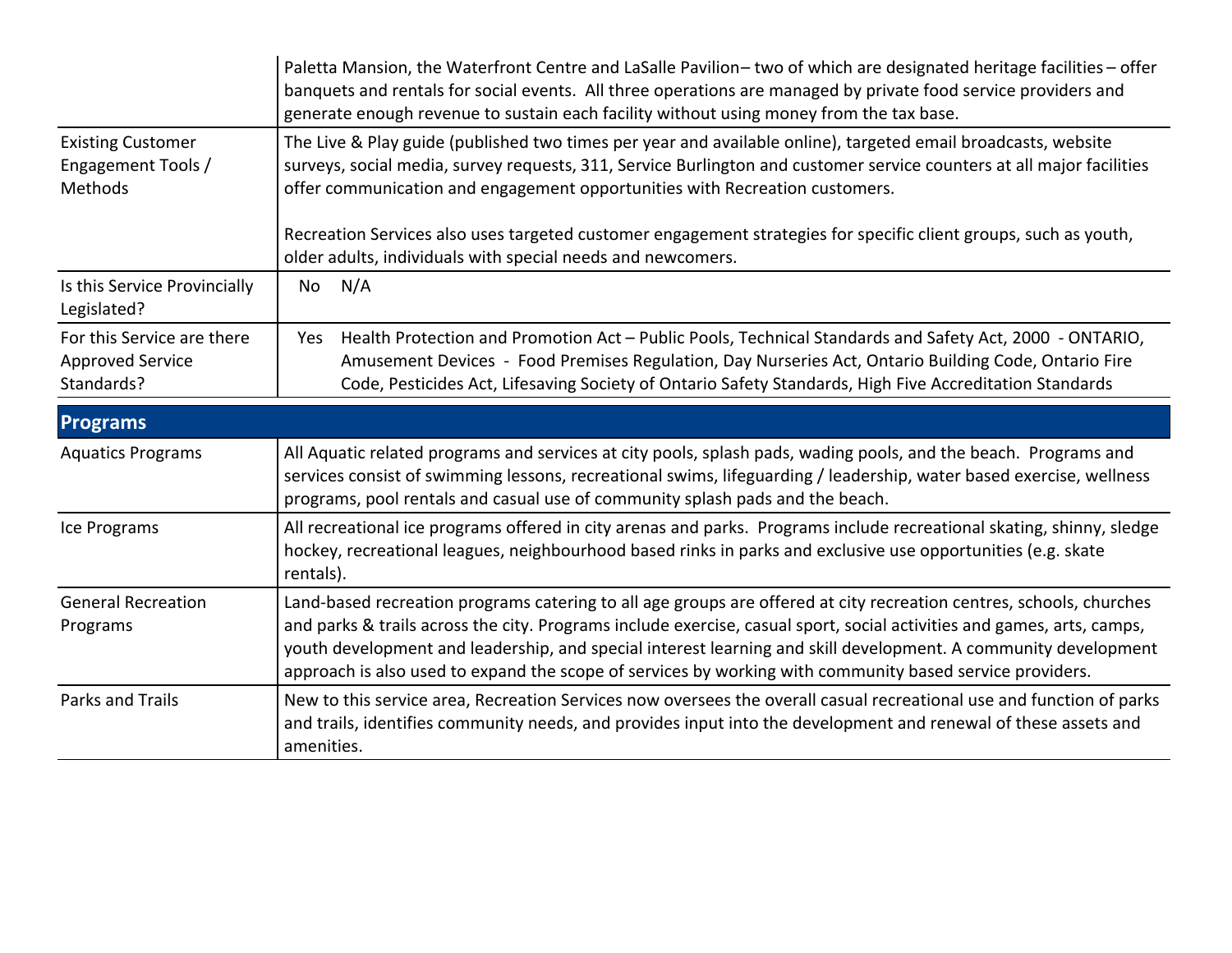| | |
|---|---|
| | Paletta Mansion, the Waterfront Centre and LaSalle Pavilion– two of which are designated heritage facilities – offer banquets and rentals for social events. All three operations are managed by private food service providers and generate enough revenue to sustain each facility without using money from the tax base. |
| Existing Customer Engagement Tools / Methods | The Live & Play guide (published two times per year and available online), targeted email broadcasts, website surveys, social media, survey requests, 311, Service Burlington and customer service counters at all major facilities offer communication and engagement opportunities with Recreation customers.<br><br>Recreation Services also uses targeted customer engagement strategies for specific client groups, such as youth, older adults, individuals with special needs and newcomers. |
| Is this Service Provincially Legislated? | No N/A |
| For this Service are there Approved Service Standards? | Yes Health Protection and Promotion Act – Public Pools, Technical Standards and Safety Act, 2000 - ONTARIO, Amusement Devices - Food Premises Regulation, Day Nurseries Act, Ontario Building Code, Ontario Fire Code, Pesticides Act, Lifesaving Society of Ontario Safety Standards, High Five Accreditation Standards |

## Programs

| | |
|---|---|
| Aquatics Programs | All Aquatic related programs and services at city pools, splash pads, wading pools, and the beach. Programs and services consist of swimming lessons, recreational swims, lifeguarding / leadership, water based exercise, wellness programs, pool rentals and casual use of community splash pads and the beach. |
| Ice Programs | All recreational ice programs offered in city arenas and parks. Programs include recreational skating, shinny, sledge hockey, recreational leagues, neighbourhood based rinks in parks and exclusive use opportunities (e.g. skate rentals). |
| General Recreation Programs | Land-based recreation programs catering to all age groups are offered at city recreation centres, schools, churches and parks & trails across the city. Programs include exercise, casual sport, social activities and games, arts, camps, youth development and leadership, and special interest learning and skill development. A community development approach is also used to expand the scope of services by working with community based service providers. |
| Parks and Trails | New to this service area, Recreation Services now oversees the overall casual recreational use and function of parks and trails, identifies community needs, and provides input into the development and renewal of these assets and amenities. |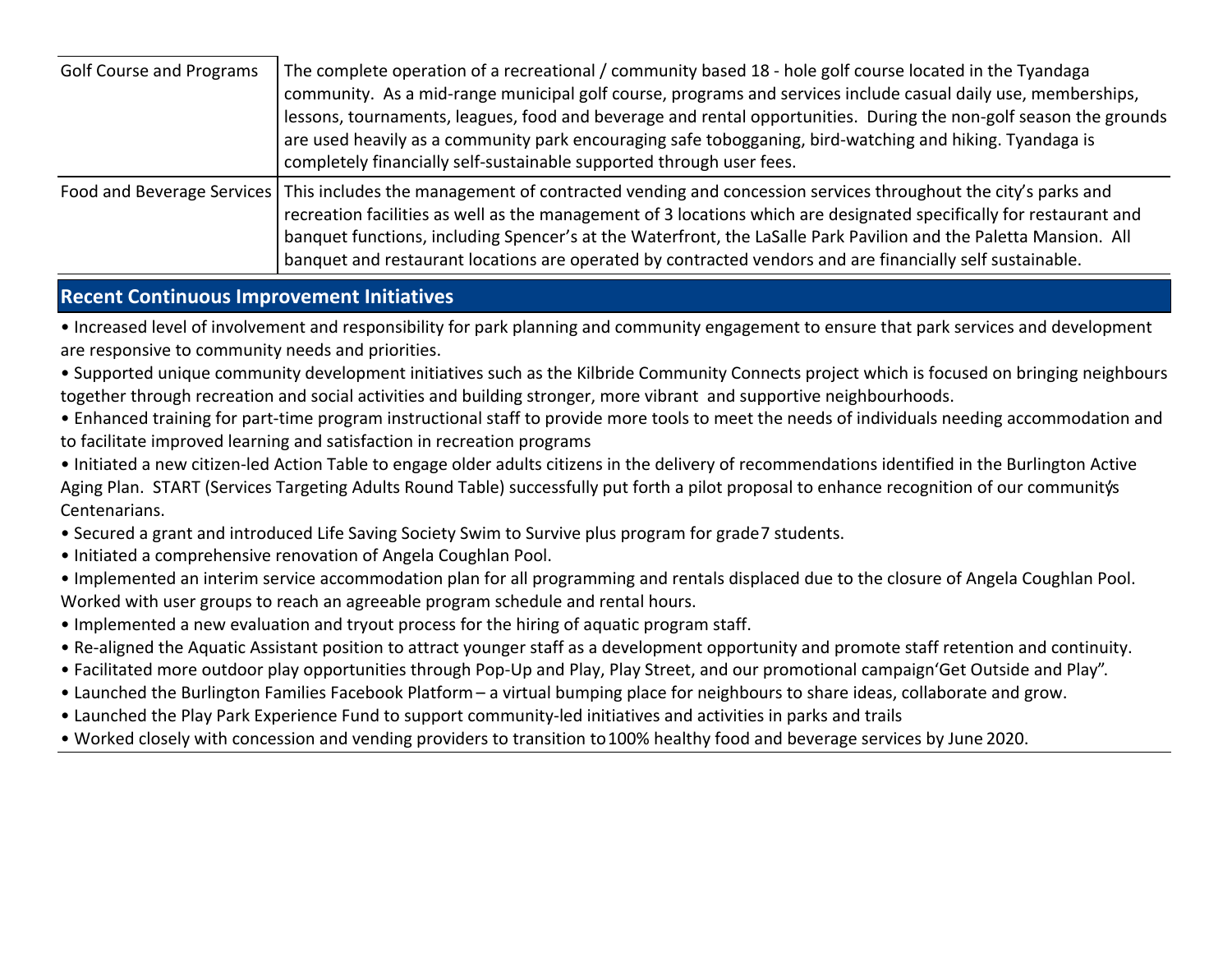| | |
|---|---|
| Golf Course and Programs | The complete operation of a recreational / community based 18 - hole golf course located in the Tyandaga community. As a mid-range municipal golf course, programs and services include casual daily use, memberships, lessons, tournaments, leagues, food and beverage and rental opportunities. During the non-golf season the grounds are used heavily as a community park encouraging safe tobogganing, bird-watching and hiking. Tyandaga is completely financially self-sustainable supported through user fees. |
| Food and Beverage Services | This includes the management of contracted vending and concession services throughout the city's parks and recreation facilities as well as the management of 3 locations which are designated specifically for restaurant and banquet functions, including Spencer's at the Waterfront, the LaSalle Park Pavilion and the Paletta Mansion. All banquet and restaurant locations are operated by contracted vendors and are financially self sustainable. |

## Recent Continuous Improvement Initiatives

- Increased level of involvement and responsibility for park planning and community engagement to ensure that park services and development are responsive to community needs and priorities.
- Supported unique community development initiatives such as the Kilbride Community Connects project which is focused on bringing neighbours together through recreation and social activities and building stronger, more vibrant and supportive neighbourhoods.
- Enhanced training for part-time program instructional staff to provide more tools to meet the needs of individuals needing accommodation and to facilitate improved learning and satisfaction in recreation programs
- Initiated a new citizen-led Action Table to engage older adults citizens in the delivery of recommendations identified in the Burlington Active Aging Plan. START (Services Targeting Adults Round Table) successfully put forth a pilot proposal to enhance recognition of our community's Centenarians.
- Secured a grant and introduced Life Saving Society Swim to Survive plus program for grade 7 students.
- Initiated a comprehensive renovation of Angela Coughlan Pool.
- Implemented an interim service accommodation plan for all programming and rentals displaced due to the closure of Angela Coughlan Pool. Worked with user groups to reach an agreeable program schedule and rental hours.
- Implemented a new evaluation and tryout process for the hiring of aquatic program staff.
- Re-aligned the Aquatic Assistant position to attract younger staff as a development opportunity and promote staff retention and continuity.
- Facilitated more outdoor play opportunities through Pop-Up and Play, Play Street, and our promotional campaign 'Get Outside and Play".
- Launched the Burlington Families Facebook Platform – a virtual bumping place for neighbours to share ideas, collaborate and grow.
- Launched the Play Park Experience Fund to support community-led initiatives and activities in parks and trails
- Worked closely with concession and vending providers to transition to 100% healthy food and beverage services by June 2020.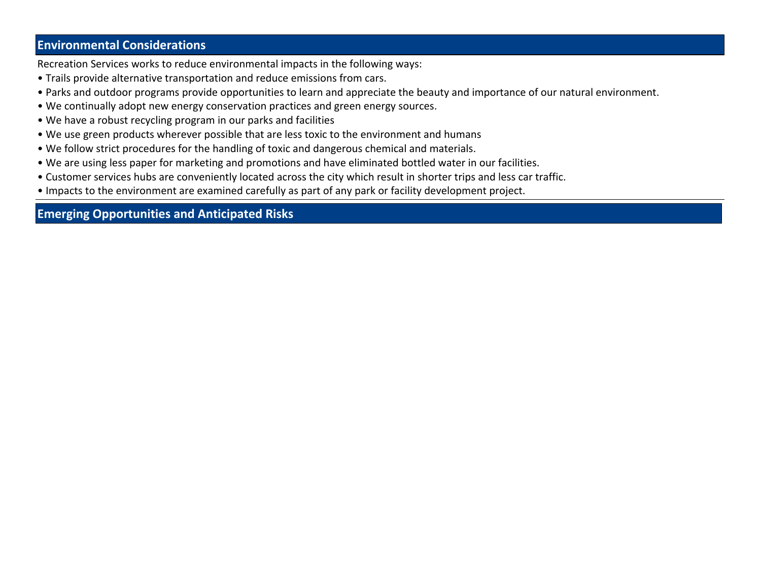## Environmental Considerations

Recreation Services works to reduce environmental impacts in the following ways:

- Trails provide alternative transportation and reduce emissions from cars.
- Parks and outdoor programs provide opportunities to learn and appreciate the beauty and importance of our natural environment.
- We continually adopt new energy conservation practices and green energy sources.
- We have a robust recycling program in our parks and facilities
- We use green products wherever possible that are less toxic to the environment and humans
- We follow strict procedures for the handling of toxic and dangerous chemical and materials.
- We are using less paper for marketing and promotions and have eliminated bottled water in our facilities.
- Customer services hubs are conveniently located across the city which result in shorter trips and less car traffic.
- Impacts to the environment are examined carefully as part of any park or facility development project.

## Emerging Opportunities and Anticipated Risks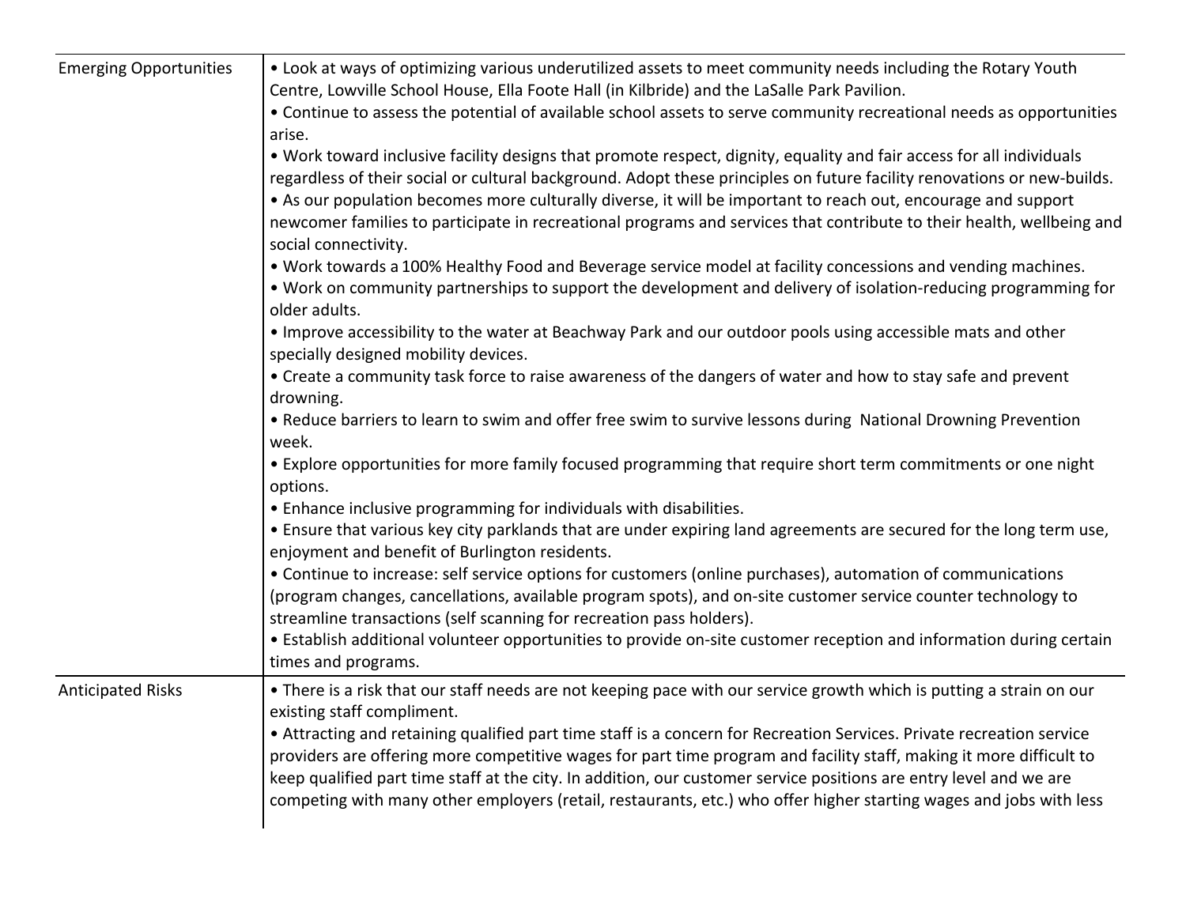| | |
|---|---|
| Emerging Opportunities | • Look at ways of optimizing various underutilized assets to meet community needs including the Rotary Youth Centre, Lowville School House, Ella Foote Hall (in Kilbride) and the LaSalle Park Pavilion.<br>• Continue to assess the potential of available school assets to serve community recreational needs as opportunities arise.<br>• Work toward inclusive facility designs that promote respect, dignity, equality and fair access for all individuals regardless of their social or cultural background. Adopt these principles on future facility renovations or new-builds.<br>• As our population becomes more culturally diverse, it will be important to reach out, encourage and support newcomer families to participate in recreational programs and services that contribute to their health, wellbeing and social connectivity.<br>• Work towards a 100% Healthy Food and Beverage service model at facility concessions and vending machines.<br>• Work on community partnerships to support the development and delivery of isolation-reducing programming for older adults.<br>• Improve accessibility to the water at Beachway Park and our outdoor pools using accessible mats and other specially designed mobility devices.<br>• Create a community task force to raise awareness of the dangers of water and how to stay safe and prevent drowning.<br>• Reduce barriers to learn to swim and offer free swim to survive lessons during National Drowning Prevention week.<br>• Explore opportunities for more family focused programming that require short term commitments or one night options.<br>• Enhance inclusive programming for individuals with disabilities.<br>• Ensure that various key city parklands that are under expiring land agreements are secured for the long term use, enjoyment and benefit of Burlington residents.<br>• Continue to increase: self service options for customers (online purchases), automation of communications (program changes, cancellations, available program spots), and on-site customer service counter technology to streamline transactions (self scanning for recreation pass holders).<br>• Establish additional volunteer opportunities to provide on-site customer reception and information during certain times and programs. |
| Anticipated Risks | • There is a risk that our staff needs are not keeping pace with our service growth which is putting a strain on our existing staff compliment.<br>• Attracting and retaining qualified part time staff is a concern for Recreation Services. Private recreation service providers are offering more competitive wages for part time program and facility staff, making it more difficult to keep qualified part time staff at the city. In addition, our customer service positions are entry level and we are competing with many other employers (retail, restaurants, etc.) who offer higher starting wages and jobs with less |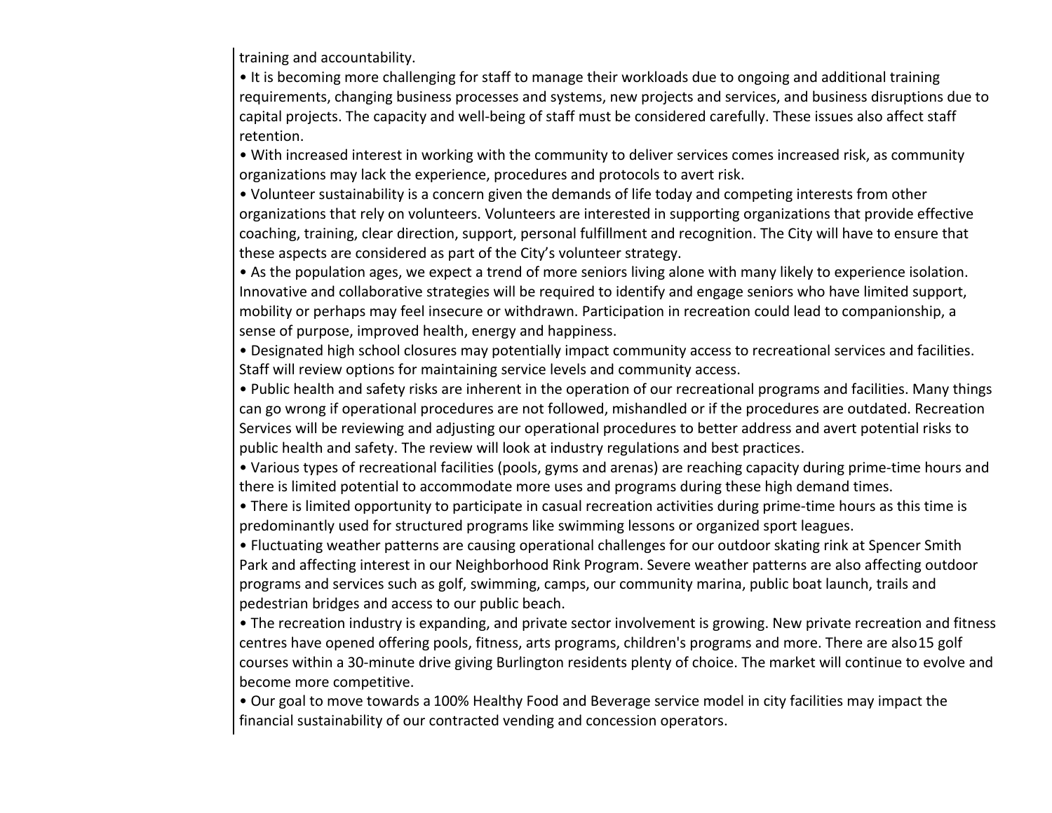training and accountability.

- It is becoming more challenging for staff to manage their workloads due to ongoing and additional training requirements, changing business processes and systems, new projects and services, and business disruptions due to capital projects. The capacity and well-being of staff must be considered carefully. These issues also affect staff retention.
- With increased interest in working with the community to deliver services comes increased risk, as community organizations may lack the experience, procedures and protocols to avert risk.
- Volunteer sustainability is a concern given the demands of life today and competing interests from other organizations that rely on volunteers. Volunteers are interested in supporting organizations that provide effective coaching, training, clear direction, support, personal fulfillment and recognition. The City will have to ensure that these aspects are considered as part of the City's volunteer strategy.
- As the population ages, we expect a trend of more seniors living alone with many likely to experience isolation. Innovative and collaborative strategies will be required to identify and engage seniors who have limited support, mobility or perhaps may feel insecure or withdrawn. Participation in recreation could lead to companionship, a sense of purpose, improved health, energy and happiness.
- Designated high school closures may potentially impact community access to recreational services and facilities. Staff will review options for maintaining service levels and community access.
- Public health and safety risks are inherent in the operation of our recreational programs and facilities. Many things can go wrong if operational procedures are not followed, mishandled or if the procedures are outdated. Recreation Services will be reviewing and adjusting our operational procedures to better address and avert potential risks to public health and safety. The review will look at industry regulations and best practices.
- Various types of recreational facilities (pools, gyms and arenas) are reaching capacity during prime-time hours and there is limited potential to accommodate more uses and programs during these high demand times.
- There is limited opportunity to participate in casual recreation activities during prime-time hours as this time is predominantly used for structured programs like swimming lessons or organized sport leagues.
- Fluctuating weather patterns are causing operational challenges for our outdoor skating rink at Spencer Smith Park and affecting interest in our Neighborhood Rink Program. Severe weather patterns are also affecting outdoor programs and services such as golf, swimming, camps, our community marina, public boat launch, trails and pedestrian bridges and access to our public beach.
- The recreation industry is expanding, and private sector involvement is growing. New private recreation and fitness centres have opened offering pools, fitness, arts programs, children's programs and more. There are also15 golf courses within a 30-minute drive giving Burlington residents plenty of choice. The market will continue to evolve and become more competitive.
- Our goal to move towards a 100% Healthy Food and Beverage service model in city facilities may impact the financial sustainability of our contracted vending and concession operators.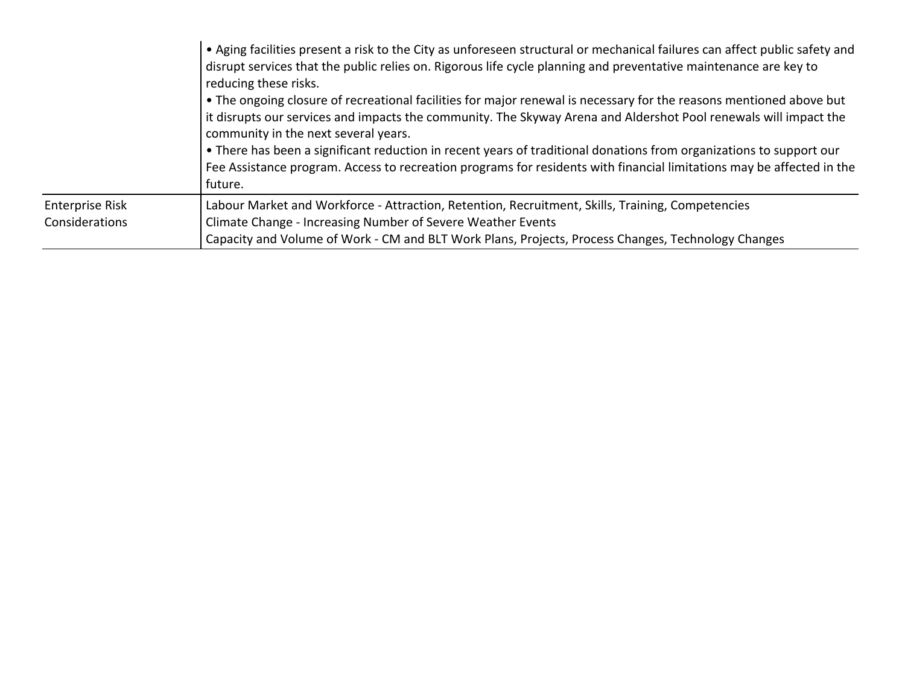| | |
|---|---|
| | • Aging facilities present a risk to the City as unforeseen structural or mechanical failures can affect public safety and disrupt services that the public relies on. Rigorous life cycle planning and preventative maintenance are key to reducing these risks.<br>• The ongoing closure of recreational facilities for major renewal is necessary for the reasons mentioned above but it disrupts our services and impacts the community. The Skyway Arena and Aldershot Pool renewals will impact the community in the next several years.<br>• There has been a significant reduction in recent years of traditional donations from organizations to support our Fee Assistance program. Access to recreation programs for residents with financial limitations may be affected in the future. |
| Enterprise Risk Considerations | Labour Market and Workforce - Attraction, Retention, Recruitment, Skills, Training, Competencies<br>Climate Change - Increasing Number of Severe Weather Events<br>Capacity and Volume of Work - CM and BLT Work Plans, Projects, Process Changes, Technology Changes |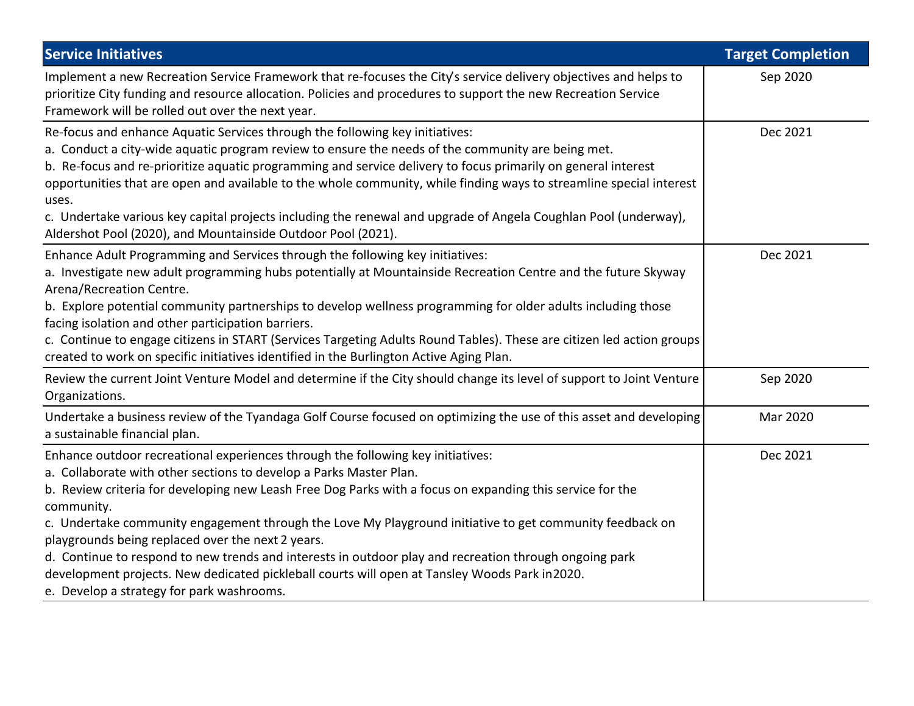| Service Initiatives | Target Completion |
|---|---|
| Implement a new Recreation Service Framework that re-focuses the City's service delivery objectives and helps to prioritize City funding and resource allocation. Policies and procedures to support the new Recreation Service Framework will be rolled out over the next year. | Sep 2020 |
| Re-focus and enhance Aquatic Services through the following key initiatives:<br>a. Conduct a city-wide aquatic program review to ensure the needs of the community are being met.<br>b. Re-focus and re-prioritize aquatic programming and service delivery to focus primarily on general interest opportunities that are open and available to the whole community, while finding ways to streamline special interest uses.<br>c. Undertake various key capital projects including the renewal and upgrade of Angela Coughlan Pool (underway), Aldershot Pool (2020), and Mountainside Outdoor Pool (2021). | Dec 2021 |
| Enhance Adult Programming and Services through the following key initiatives:<br>a. Investigate new adult programming hubs potentially at Mountainside Recreation Centre and the future Skyway Arena/Recreation Centre.<br>b. Explore potential community partnerships to develop wellness programming for older adults including those facing isolation and other participation barriers.<br>c. Continue to engage citizens in START (Services Targeting Adults Round Tables). These are citizen led action groups created to work on specific initiatives identified in the Burlington Active Aging Plan. | Dec 2021 |
| Review the current Joint Venture Model and determine if the City should change its level of support to Joint Venture Organizations. | Sep 2020 |
| Undertake a business review of the Tyandaga Golf Course focused on optimizing the use of this asset and developing a sustainable financial plan. | Mar 2020 |
| Enhance outdoor recreational experiences through the following key initiatives:<br>a. Collaborate with other sections to develop a Parks Master Plan.<br>b. Review criteria for developing new Leash Free Dog Parks with a focus on expanding this service for the community.<br>c. Undertake community engagement through the Love My Playground initiative to get community feedback on playgrounds being replaced over the next 2 years.<br>d. Continue to respond to new trends and interests in outdoor play and recreation through ongoing park development projects. New dedicated pickleball courts will open at Tansley Woods Park in2020.<br>e. Develop a strategy for park washrooms. | Dec 2021 |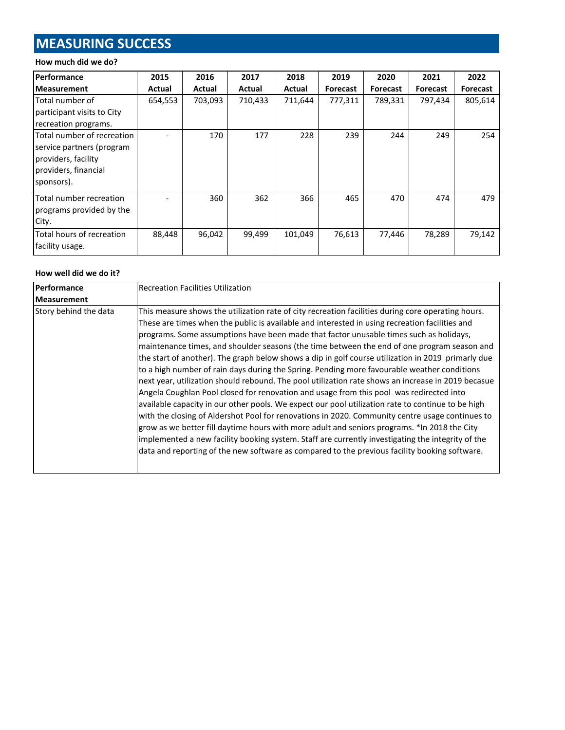# MEASURING SUCCESS

**How much did we do?**

| Performance Measurement | 2015 Actual | 2016 Actual | 2017 Actual | 2018 Actual | 2019 Forecast | 2020 Forecast | 2021 Forecast | 2022 Forecast |
|---|---|---|---|---|---|---|---|---|
| Total number of participant visits to City recreation programs. | 654,553 | 703,093 | 710,433 | 711,644 | 777,311 | 789,331 | 797,434 | 805,614 |
| Total number of recreation service partners (program providers, facility providers, financial sponsors). | - | 170 | 177 | 228 | 239 | 244 | 249 | 254 |
| Total number recreation programs provided by the City. | - | 360 | 362 | 366 | 465 | 470 | 474 | 479 |
| Total hours of recreation facility usage. | 88,448 | 96,042 | 99,499 | 101,049 | 76,613 | 77,446 | 78,289 | 79,142 |

**How well did we do it?**

| Performance Measurement | Recreation Facilities Utilization |
|---|---|
| Story behind the data | This measure shows the utilization rate of city recreation facilities during core operating hours. These are times when the public is available and interested in using recreation facilities and programs. Some assumptions have been made that factor unusable times such as holidays, maintenance times, and shoulder seasons (the time between the end of one program season and the start of another). The graph below shows a dip in golf course utilization in 2019 primarily due to a high number of rain days during the Spring. Pending more favourable weather conditions next year, utilization should rebound. The pool utilization rate shows an increase in 2019 becasue Angela Coughlan Pool closed for renovation and usage from this pool was redirected into available capacity in our other pools. We expect our pool utilization rate to continue to be high with the closing of Aldershot Pool for renovations in 2020. Community centre usage continues to grow as we better fill daytime hours with more adult and seniors programs. *In 2018 the City implemented a new facility booking system. Staff are currently investigating the integrity of the data and reporting of the new software as compared to the previous facility booking software. |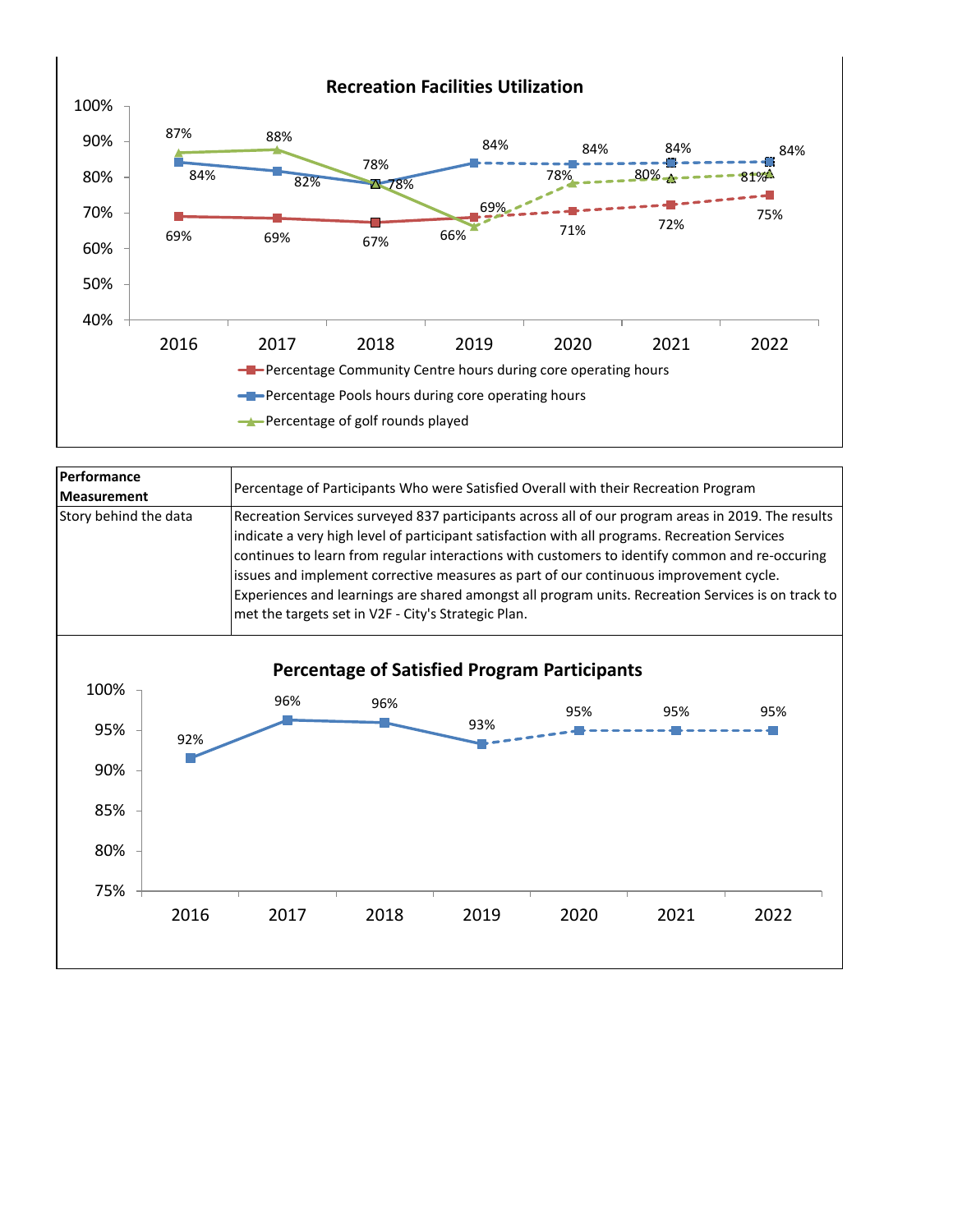**Recreation Facilities Utilization**

| Year | Percentage Community Centre hours during core operating hours | Percentage Pools hours during core operating hours | Percentage of golf rounds played |
|---|---|---|---|
| 2016 | 69% | 84% | 87% |
| 2017 | 69% | 82% | 88% |
| 2018 | 67% | 78% | 78% |
| 2019 | 69% | 84% | 66% |
| 2020 | 71% | 84% | 78% |
| 2021 | 72% | 84% | 80% |
| 2022 | 75% | 84% | 81% |

| Performance Measurement | Percentage of Participants Who were Satisfied Overall with their Recreation Program |
|---|---|
| Story behind the data | Recreation Services surveyed 837 participants across all of our program areas in 2019. The results indicate a very high level of participant satisfaction with all programs. Recreation Services continues to learn from regular interactions with customers to identify common and re-occuring issues and implement corrective measures as part of our continuous improvement cycle. Experiences and learnings are shared amongst all program units. Recreation Services is on track to met the targets set in V2F - City's Strategic Plan. |

**Percentage of Satisfied Program Participants**

| Year | Percentage |
|---|---|
| 2016 | 92% |
| 2017 | 96% |
| 2018 | 96% |
| 2019 | 93% |
| 2020 | 95% |
| 2021 | 95% |
| 2022 | 95% |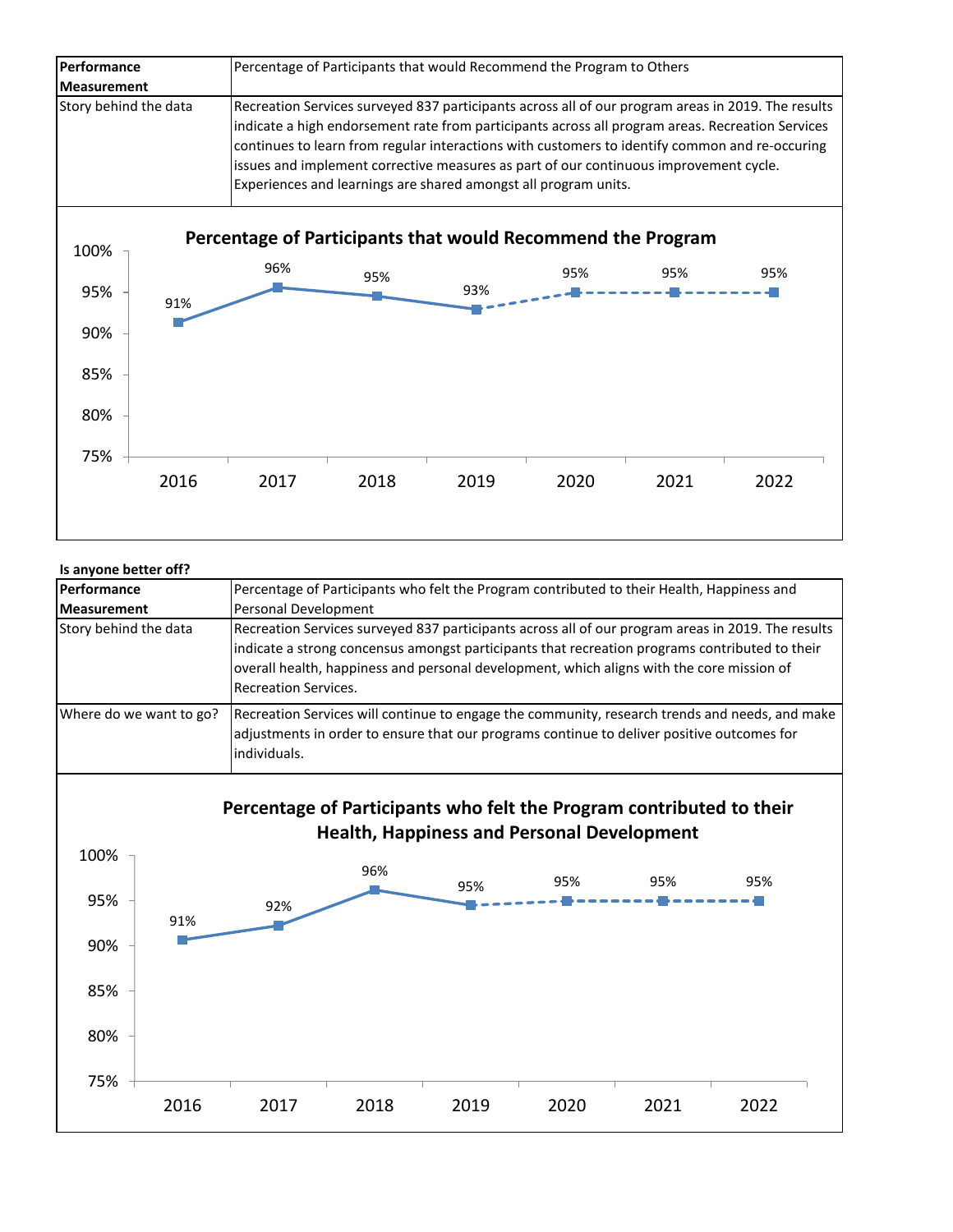| | |
|---|---|
| **Performance Measurement** | Percentage of Participants that would Recommend the Program to Others |
| Story behind the data | Recreation Services surveyed 837 participants across all of our program areas in 2019. The results indicate a high endorsement rate from participants across all program areas. Recreation Services continues to learn from regular interactions with customers to identify common and re-occuring issues and implement corrective measures as part of our continuous improvement cycle. Experiences and learnings are shared amongst all program units. |

**Percentage of Participants that would Recommend the Program**

100%
95%
90%
85%
80%
75%

91%
96%
95%
93%
95%
95%
95%

2016
2017
2018
2019
2020
2021
2022

**Is anyone better off?**

| | |
|---|---|
| **Performance Measurement** | Percentage of Participants who felt the Program contributed to their Health, Happiness and Personal Development |
| Story behind the data | Recreation Services surveyed 837 participants across all of our program areas in 2019. The results indicate a strong concensus amongst participants that recreation programs contributed to their overall health, happiness and personal development, which aligns with the core mission of Recreation Services. |
| Where do we want to go? | Recreation Services will continue to engage the community, research trends and needs, and make adjustments in order to ensure that our programs continue to deliver positive outcomes for individuals. |

**Percentage of Participants who felt the Program contributed to their Health, Happiness and Personal Development**

100%
95%
90%
85%
80%
75%

91%
92%
96%
95%
95%
95%
95%

2016
2017
2018
2019
2020
2021
2022